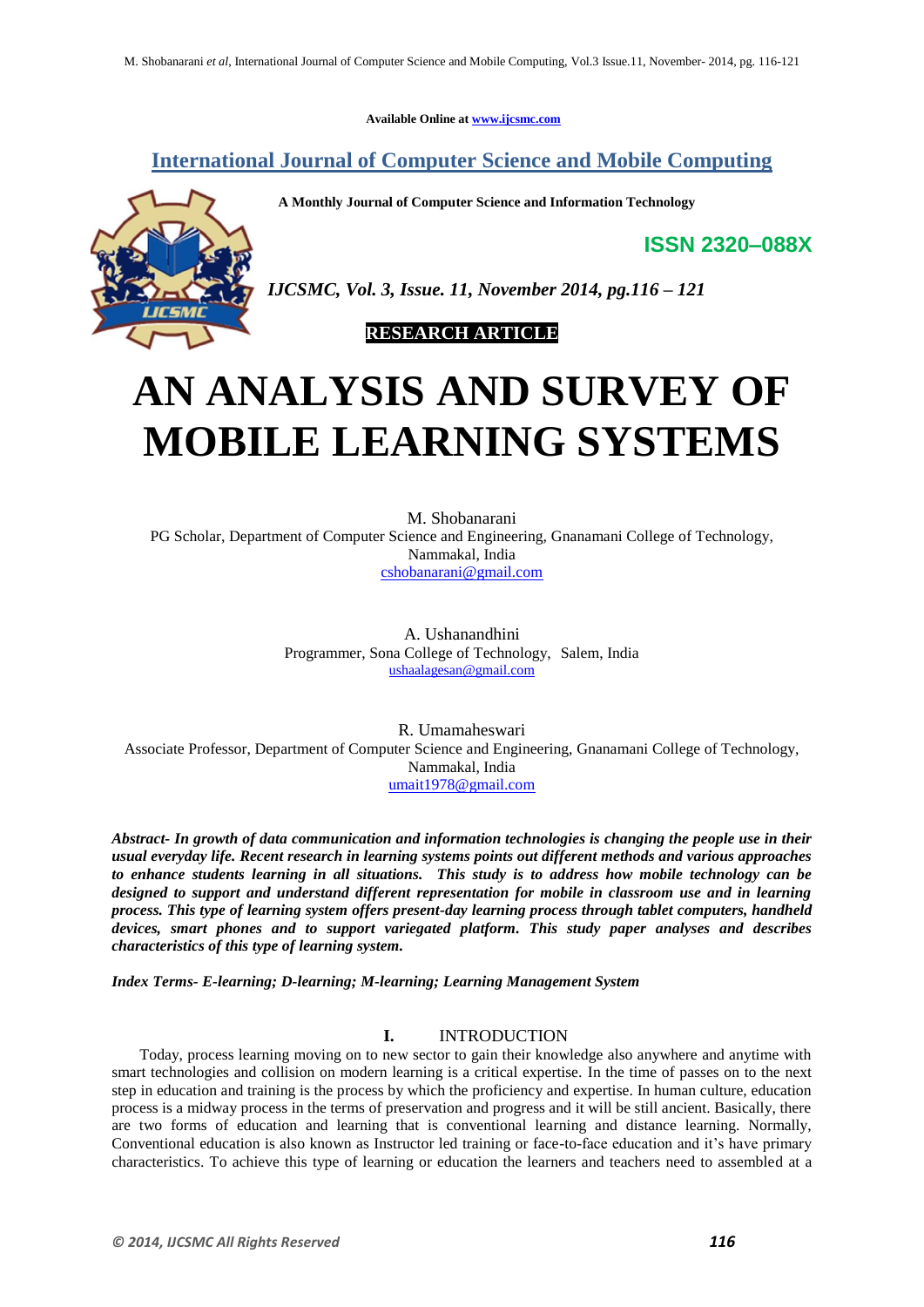Available Online at www.ijcsmc.com

## International Journal of Computer Science and Mobile Computing

**A Monthly Journal of Computer Science and Information Technology**

**ISSN 2320–088X**

*IJCSMC, Vol. 3, Issue. 11, November 2014, pg.116 – 121*

**RESEARCH ARTICLE**

# AN ANALYSIS AND SURVEY OF MOBILE LEARNING SYSTEMS

M. Shobanarani
PG Scholar, Department of Computer Science and Engineering, Gnanamani College of Technology, Nammakal, India
cshobanarani@gmail.com

A. Ushanandhini
Programmer, Sona College of Technology, Salem, India
ushaalagesan@gmail.com

R. Umamaheswari
Associate Professor, Department of Computer Science and Engineering, Gnanamani College of Technology, Nammakal, India
umait1978@gmail.com

***Abstract-** In growth of data communication and information technologies is changing the people use in their usual everyday life. Recent research in learning systems points out different methods and various approaches to enhance students learning in all situations. This study is to address how mobile technology can be designed to support and understand different representation for mobile in classroom use and in learning process. This type of learning system offers present-day learning process through tablet computers, handheld devices, smart phones and to support variegated platform. This study paper analyses and describes characteristics of this type of learning system.*

***Index Terms-** E-learning; D-learning; M-learning; Learning Management System*

## I. INTRODUCTION

Today, process learning moving on to new sector to gain their knowledge also anywhere and anytime with smart technologies and collision on modern learning is a critical expertise. In the time of passes on to the next step in education and training is the process by which the proficiency and expertise. In human culture, education process is a midway process in the terms of preservation and progress and it will be still ancient. Basically, there are two forms of education and learning that is conventional learning and distance learning. Normally, Conventional education is also known as Instructor led training or face-to-face education and it's have primary characteristics. To achieve this type of learning or education the learners and teachers need to assembled at a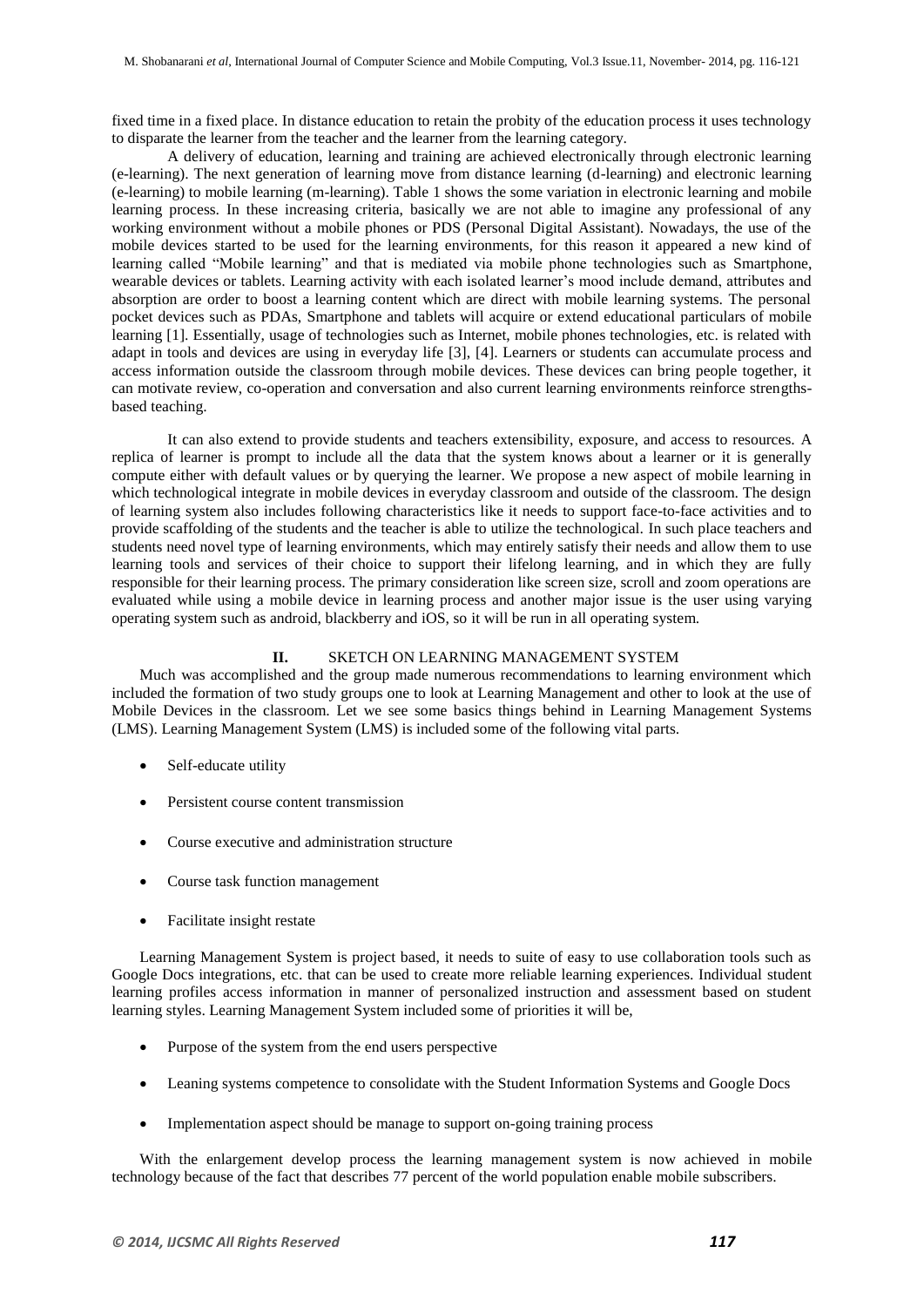fixed time in a fixed place. In distance education to retain the probity of the education process it uses technology to disparate the learner from the teacher and the learner from the learning category.

A delivery of education, learning and training are achieved electronically through electronic learning (e-learning). The next generation of learning move from distance learning (d-learning) and electronic learning (e-learning) to mobile learning (m-learning). Table 1 shows the some variation in electronic learning and mobile learning process. In these increasing criteria, basically we are not able to imagine any professional of any working environment without a mobile phones or PDS (Personal Digital Assistant). Nowadays, the use of the mobile devices started to be used for the learning environments, for this reason it appeared a new kind of learning called "Mobile learning" and that is mediated via mobile phone technologies such as Smartphone, wearable devices or tablets. Learning activity with each isolated learner's mood include demand, attributes and absorption are order to boost a learning content which are direct with mobile learning systems. The personal pocket devices such as PDAs, Smartphone and tablets will acquire or extend educational particulars of mobile learning [1]. Essentially, usage of technologies such as Internet, mobile phones technologies, etc. is related with adapt in tools and devices are using in everyday life [3], [4]. Learners or students can accumulate process and access information outside the classroom through mobile devices. These devices can bring people together, it can motivate review, co-operation and conversation and also current learning environments reinforce strengths-based teaching.

It can also extend to provide students and teachers extensibility, exposure, and access to resources. A replica of learner is prompt to include all the data that the system knows about a learner or it is generally compute either with default values or by querying the learner. We propose a new aspect of mobile learning in which technological integrate in mobile devices in everyday classroom and outside of the classroom. The design of learning system also includes following characteristics like it needs to support face-to-face activities and to provide scaffolding of the students and the teacher is able to utilize the technological. In such place teachers and students need novel type of learning environments, which may entirely satisfy their needs and allow them to use learning tools and services of their choice to support their lifelong learning, and in which they are fully responsible for their learning process. The primary consideration like screen size, scroll and zoom operations are evaluated while using a mobile device in learning process and another major issue is the user using varying operating system such as android, blackberry and iOS, so it will be run in all operating system.

## II. SKETCH ON LEARNING MANAGEMENT SYSTEM

Much was accomplished and the group made numerous recommendations to learning environment which included the formation of two study groups one to look at Learning Management and other to look at the use of Mobile Devices in the classroom. Let we see some basics things behind in Learning Management Systems (LMS). Learning Management System (LMS) is included some of the following vital parts.

- Self-educate utility
- Persistent course content transmission
- Course executive and administration structure
- Course task function management
- Facilitate insight restate

Learning Management System is project based, it needs to suite of easy to use collaboration tools such as Google Docs integrations, etc. that can be used to create more reliable learning experiences. Individual student learning profiles access information in manner of personalized instruction and assessment based on student learning styles. Learning Management System included some of priorities it will be,

- Purpose of the system from the end users perspective
- Leaning systems competence to consolidate with the Student Information Systems and Google Docs
- Implementation aspect should be manage to support on-going training process

With the enlargement develop process the learning management system is now achieved in mobile technology because of the fact that describes 77 percent of the world population enable mobile subscribers.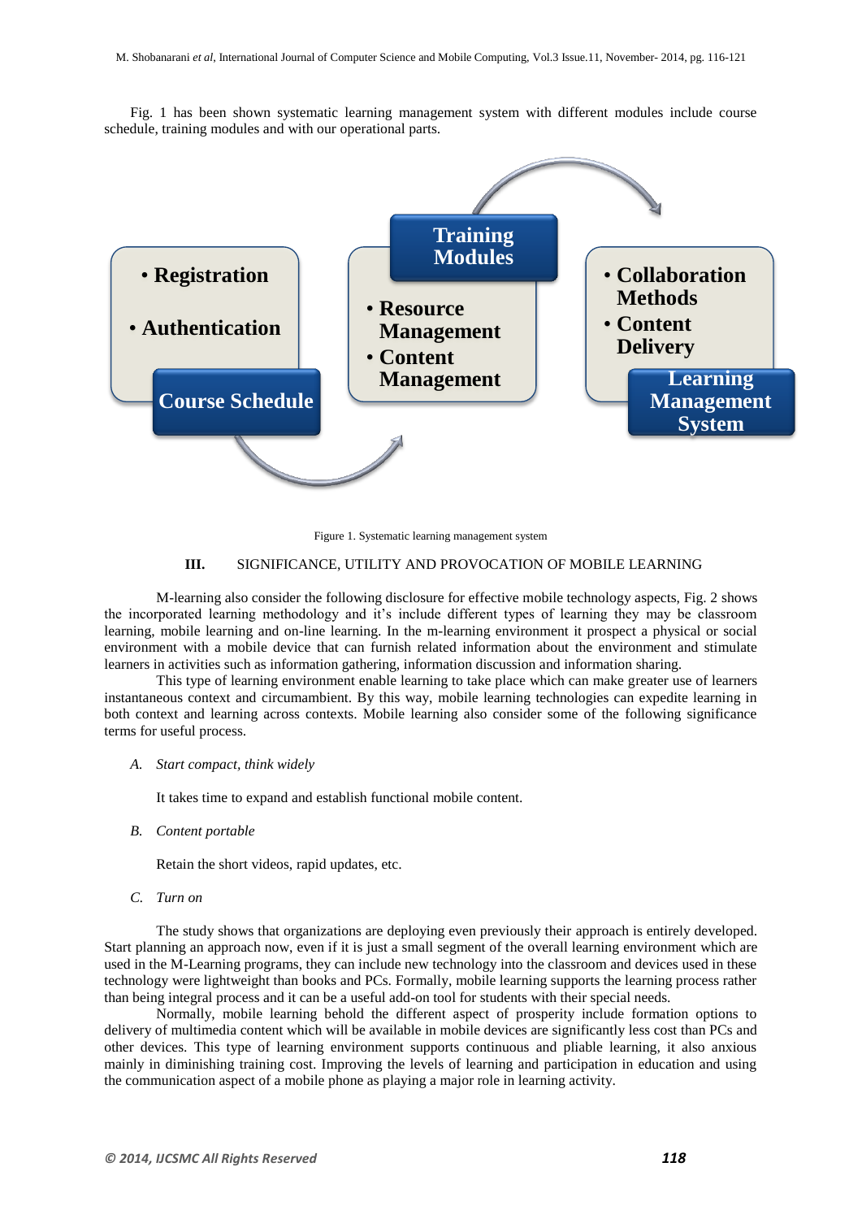Fig. 1 has been shown systematic learning management system with different modules include course schedule, training modules and with our operational parts.

- Registration
- Authentication

Course Schedule

Training Modules

- Resource Management
- Content Management

- Collaboration Methods
- Content Delivery

Learning Management System

Figure 1. Systematic learning management system

## III. SIGNIFICANCE, UTILITY AND PROVOCATION OF MOBILE LEARNING

M-learning also consider the following disclosure for effective mobile technology aspects, Fig. 2 shows the incorporated learning methodology and it's include different types of learning they may be classroom learning, mobile learning and on-line learning. In the m-learning environment it prospect a physical or social environment with a mobile device that can furnish related information about the environment and stimulate learners in activities such as information gathering, information discussion and information sharing.

This type of learning environment enable learning to take place which can make greater use of learners instantaneous context and circumambient. By this way, mobile learning technologies can expedite learning in both context and learning across contexts. Mobile learning also consider some of the following significance terms for useful process.

### *A. Start compact, think widely*

It takes time to expand and establish functional mobile content.

### *B. Content portable*

Retain the short videos, rapid updates, etc.

### *C. Turn on*

The study shows that organizations are deploying even previously their approach is entirely developed. Start planning an approach now, even if it is just a small segment of the overall learning environment which are used in the M-Learning programs, they can include new technology into the classroom and devices used in these technology were lightweight than books and PCs. Formally, mobile learning supports the learning process rather than being integral process and it can be a useful add-on tool for students with their special needs.

Normally, mobile learning behold the different aspect of prosperity include formation options to delivery of multimedia content which will be available in mobile devices are significantly less cost than PCs and other devices. This type of learning environment supports continuous and pliable learning, it also anxious mainly in diminishing training cost. Improving the levels of learning and participation in education and using the communication aspect of a mobile phone as playing a major role in learning activity.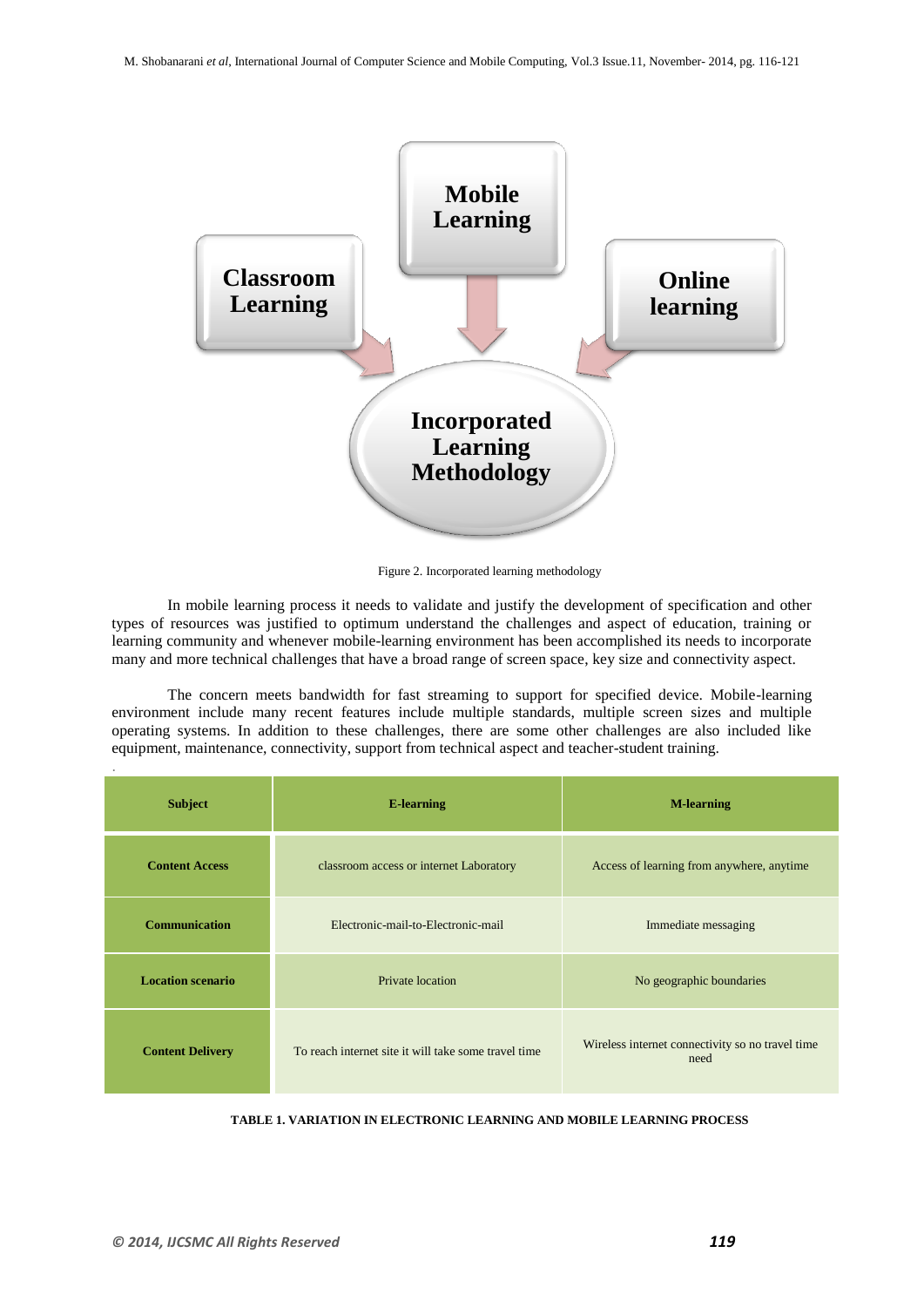Figure 2. Incorporated learning methodology

In mobile learning process it needs to validate and justify the development of specification and other types of resources was justified to optimum understand the challenges and aspect of education, training or learning community and whenever mobile-learning environment has been accomplished its needs to incorporate many and more technical challenges that have a broad range of screen space, key size and connectivity aspect.

The concern meets bandwidth for fast streaming to support for specified device. Mobile-learning environment include many recent features include multiple standards, multiple screen sizes and multiple operating systems. In addition to these challenges, there are some other challenges are also included like equipment, maintenance, connectivity, support from technical aspect and teacher-student training.

| Subject | E-learning | M-learning |
|---|---|---|
| **Content Access** | classroom access or internet Laboratory | Access of learning from anywhere, anytime |
| **Communication** | Electronic-mail-to-Electronic-mail | Immediate messaging |
| **Location scenario** | Private location | No geographic boundaries |
| **Content Delivery** | To reach internet site it will take some travel time | Wireless internet connectivity so no travel time need |

**TABLE 1. VARIATION IN ELECTRONIC LEARNING AND MOBILE LEARNING PROCESS**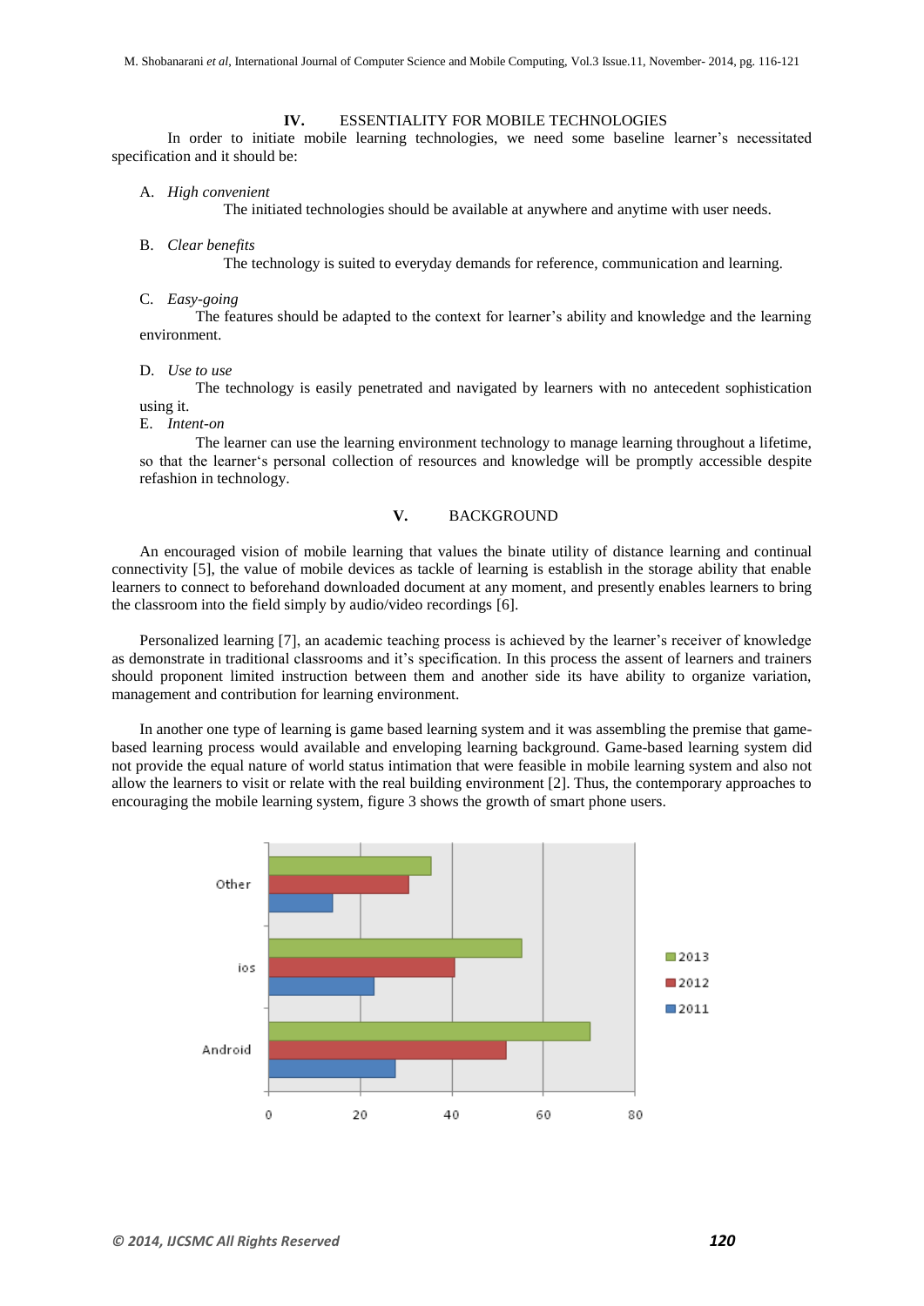## IV. ESSENTIALITY FOR MOBILE TECHNOLOGIES

In order to initiate mobile learning technologies, we need some baseline learner's necessitated specification and it should be:

A. *High convenient*

The initiated technologies should be available at anywhere and anytime with user needs.

B. *Clear benefits*

The technology is suited to everyday demands for reference, communication and learning.

C. *Easy-going*

The features should be adapted to the context for learner's ability and knowledge and the learning environment.

D. *Use to use*

The technology is easily penetrated and navigated by learners with no antecedent sophistication using it.

E. *Intent-on*

The learner can use the learning environment technology to manage learning throughout a lifetime, so that the learner's personal collection of resources and knowledge will be promptly accessible despite refashion in technology.

## V. BACKGROUND

An encouraged vision of mobile learning that values the binate utility of distance learning and continual connectivity [5], the value of mobile devices as tackle of learning is establish in the storage ability that enable learners to connect to beforehand downloaded document at any moment, and presently enables learners to bring the classroom into the field simply by audio/video recordings [6].

Personalized learning [7], an academic teaching process is achieved by the learner's receiver of knowledge as demonstrate in traditional classrooms and it's specification. In this process the assent of learners and trainers should proponent limited instruction between them and another side its have ability to organize variation, management and contribution for learning environment.

In another one type of learning is game based learning system and it was assembling the premise that game-based learning process would available and enveloping learning background. Game-based learning system did not provide the equal nature of world status intimation that were feasible in mobile learning system and also not allow the learners to visit or relate with the real building environment [2]. Thus, the contemporary approaches to encouraging the mobile learning system, figure 3 shows the growth of smart phone users.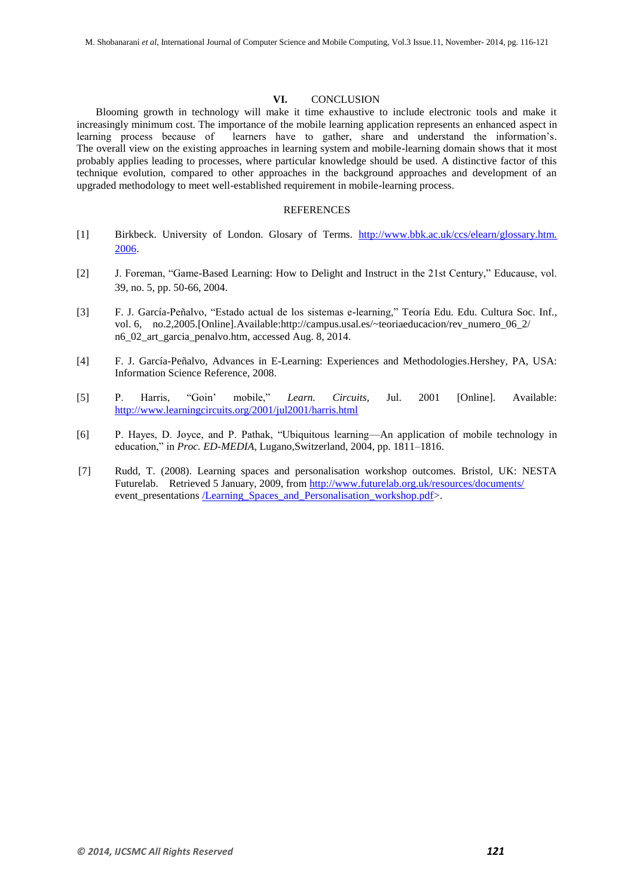## VI. CONCLUSION

Blooming growth in technology will make it time exhaustive to include electronic tools and make it increasingly minimum cost. The importance of the mobile learning application represents an enhanced aspect in learning process because of learners have to gather, share and understand the information's. The overall view on the existing approaches in learning system and mobile-learning domain shows that it most probably applies leading to processes, where particular knowledge should be used. A distinctive factor of this technique evolution, compared to other approaches in the background approaches and development of an upgraded methodology to meet well-established requirement in mobile-learning process.

## REFERENCES

[1] Birkbeck. University of London. Glosary of Terms. http://www.bbk.ac.uk/ccs/elearn/glossary.htm. 2006.

[2] J. Foreman, "Game-Based Learning: How to Delight and Instruct in the 21st Century," Educause, vol. 39, no. 5, pp. 50-66, 2004.

[3] F. J. García-Peñalvo, "Estado actual de los sistemas e-learning," Teoría Edu. Edu. Cultura Soc. Inf., vol. 6, no.2,2005.[Online].Available:http://campus.usal.es/~teoriaeducacion/rev_numero_06_2/ n6_02_art_garcia_penalvo.htm, accessed Aug. 8, 2014.

[4] F. J. García-Peñalvo, Advances in E-Learning: Experiences and Methodologies.Hershey, PA, USA: Information Science Reference, 2008.

[5] P. Harris, "Goin' mobile," *Learn. Circuits*, Jul. 2001 [Online]. Available: http://www.learningcircuits.org/2001/jul2001/harris.html

[6] P. Hayes, D. Joyce, and P. Pathak, "Ubiquitous learning—An application of mobile technology in education," in *Proc. ED-MEDIA*, Lugano,Switzerland, 2004, pp. 1811–1816.

[7] Rudd, T. (2008). Learning spaces and personalisation workshop outcomes. Bristol, UK: NESTA Futurelab. Retrieved 5 January, 2009, from http://www.futurelab.org.uk/resources/documents/ event_presentations /Learning_Spaces_and_Personalisation_workshop.pdf>.